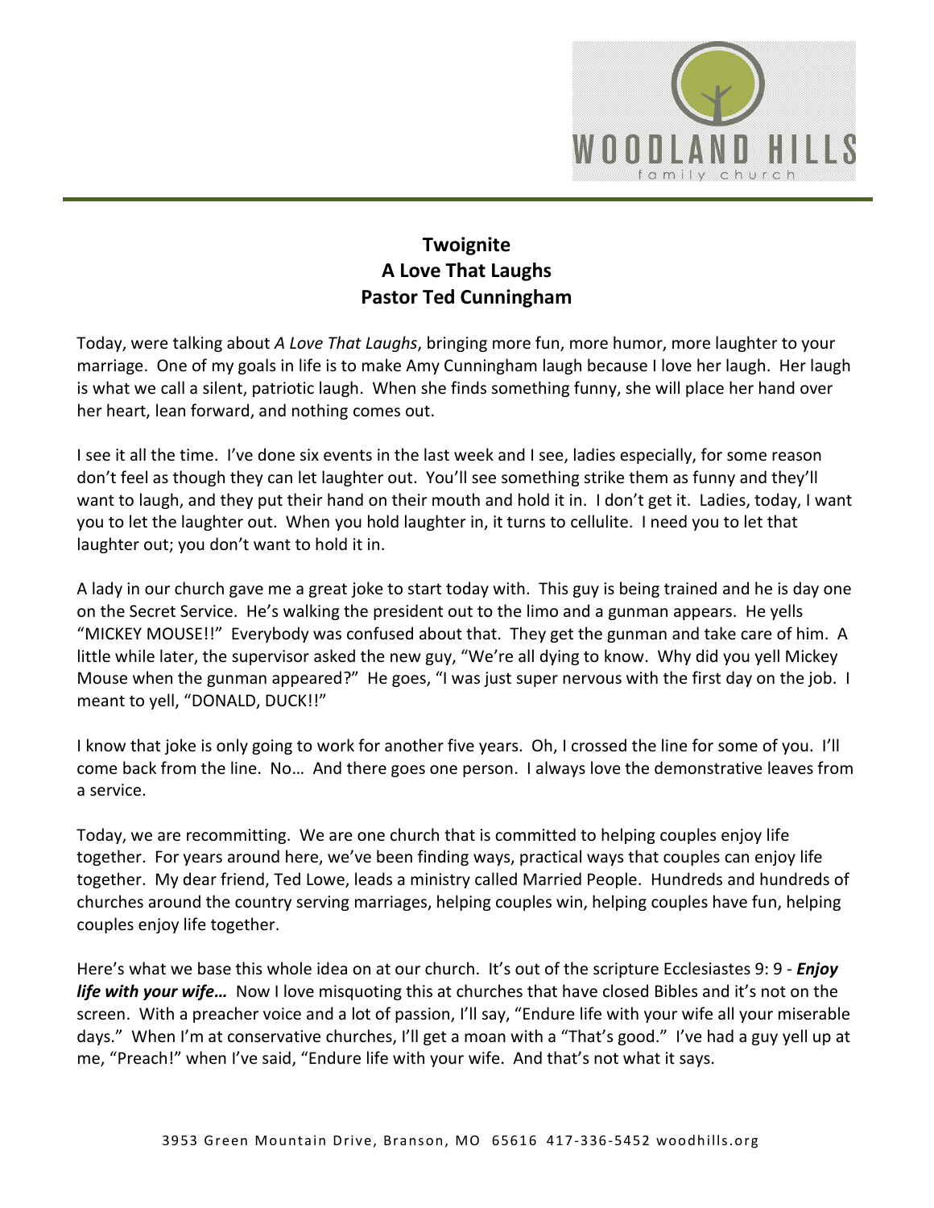# Twoignite
## A Love That Laughs
## Pastor Ted Cunningham

Today, were talking about *A Love That Laughs*, bringing more fun, more humor, more laughter to your marriage. One of my goals in life is to make Amy Cunningham laugh because I love her laugh. Her laugh is what we call a silent, patriotic laugh. When she finds something funny, she will place her hand over her heart, lean forward, and nothing comes out.

I see it all the time. I've done six events in the last week and I see, ladies especially, for some reason don't feel as though they can let laughter out. You'll see something strike them as funny and they'll want to laugh, and they put their hand on their mouth and hold it in. I don't get it. Ladies, today, I want you to let the laughter out. When you hold laughter in, it turns to cellulite. I need you to let that laughter out; you don't want to hold it in.

A lady in our church gave me a great joke to start today with. This guy is being trained and he is day one on the Secret Service. He's walking the president out to the limo and a gunman appears. He yells "MICKEY MOUSE!!" Everybody was confused about that. They get the gunman and take care of him. A little while later, the supervisor asked the new guy, "We're all dying to know. Why did you yell Mickey Mouse when the gunman appeared?" He goes, "I was just super nervous with the first day on the job. I meant to yell, "DONALD, DUCK!!"

I know that joke is only going to work for another five years. Oh, I crossed the line for some of you. I'll come back from the line. No… And there goes one person. I always love the demonstrative leaves from a service.

Today, we are recommitting. We are one church that is committed to helping couples enjoy life together. For years around here, we've been finding ways, practical ways that couples can enjoy life together. My dear friend, Ted Lowe, leads a ministry called Married People. Hundreds and hundreds of churches around the country serving marriages, helping couples win, helping couples have fun, helping couples enjoy life together.

Here's what we base this whole idea on at our church. It's out of the scripture Ecclesiastes 9: 9 - ***Enjoy life with your wife…*** Now I love misquoting this at churches that have closed Bibles and it's not on the screen. With a preacher voice and a lot of passion, I'll say, "Endure life with your wife all your miserable days." When I'm at conservative churches, I'll get a moan with a "That's good." I've had a guy yell up at me, "Preach!" when I've said, "Endure life with your wife. And that's not what it says.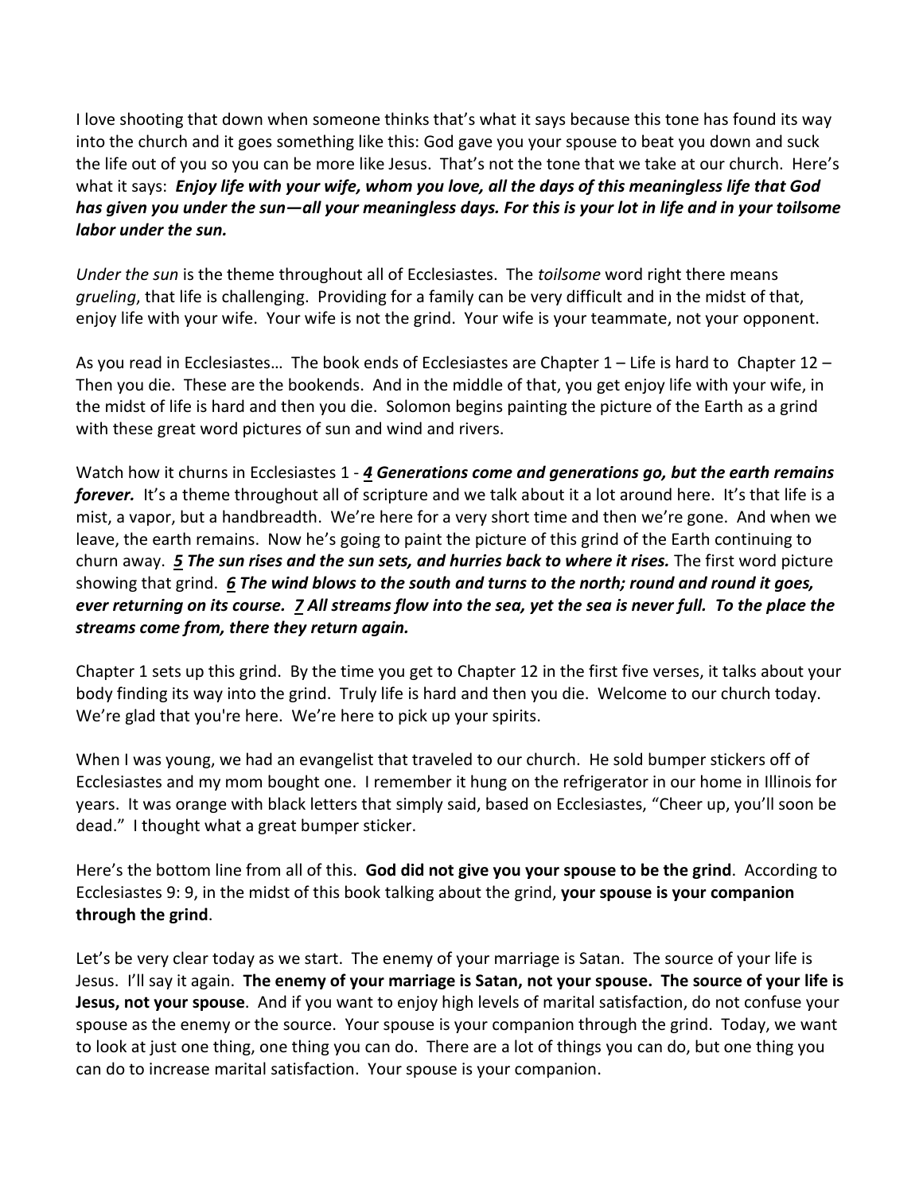I love shooting that down when someone thinks that's what it says because this tone has found its way into the church and it goes something like this: God gave you your spouse to beat you down and suck the life out of you so you can be more like Jesus. That's not the tone that we take at our church. Here's what it says: ***Enjoy life with your wife, whom you love, all the days of this meaningless life that God has given you under the sun—all your meaningless days. For this is your lot in life and in your toilsome labor under the sun.***

*Under the sun* is the theme throughout all of Ecclesiastes. The *toilsome* word right there means *grueling*, that life is challenging. Providing for a family can be very difficult and in the midst of that, enjoy life with your wife. Your wife is not the grind. Your wife is your teammate, not your opponent.

As you read in Ecclesiastes… The book ends of Ecclesiastes are Chapter 1 – Life is hard to Chapter 12 – Then you die. These are the bookends. And in the middle of that, you get enjoy life with your wife, in the midst of life is hard and then you die. Solomon begins painting the picture of the Earth as a grind with these great word pictures of sun and wind and rivers.

Watch how it churns in Ecclesiastes 1 - ***4 Generations come and generations go, but the earth remains forever.*** It's a theme throughout all of scripture and we talk about it a lot around here. It's that life is a mist, a vapor, but a handbreadth. We're here for a very short time and then we're gone. And when we leave, the earth remains. Now he's going to paint the picture of this grind of the Earth continuing to churn away. ***5 The sun rises and the sun sets, and hurries back to where it rises.*** The first word picture showing that grind. ***6 The wind blows to the south and turns to the north; round and round it goes, ever returning on its course. 7 All streams flow into the sea, yet the sea is never full. To the place the streams come from, there they return again.***

Chapter 1 sets up this grind. By the time you get to Chapter 12 in the first five verses, it talks about your body finding its way into the grind. Truly life is hard and then you die. Welcome to our church today. We're glad that you're here. We're here to pick up your spirits.

When I was young, we had an evangelist that traveled to our church. He sold bumper stickers off of Ecclesiastes and my mom bought one. I remember it hung on the refrigerator in our home in Illinois for years. It was orange with black letters that simply said, based on Ecclesiastes, "Cheer up, you'll soon be dead." I thought what a great bumper sticker.

Here's the bottom line from all of this. **God did not give you your spouse to be the grind**. According to Ecclesiastes 9: 9, in the midst of this book talking about the grind, **your spouse is your companion through the grind**.

Let's be very clear today as we start. The enemy of your marriage is Satan. The source of your life is Jesus. I'll say it again. **The enemy of your marriage is Satan, not your spouse. The source of your life is Jesus, not your spouse**. And if you want to enjoy high levels of marital satisfaction, do not confuse your spouse as the enemy or the source. Your spouse is your companion through the grind. Today, we want to look at just one thing, one thing you can do. There are a lot of things you can do, but one thing you can do to increase marital satisfaction. Your spouse is your companion.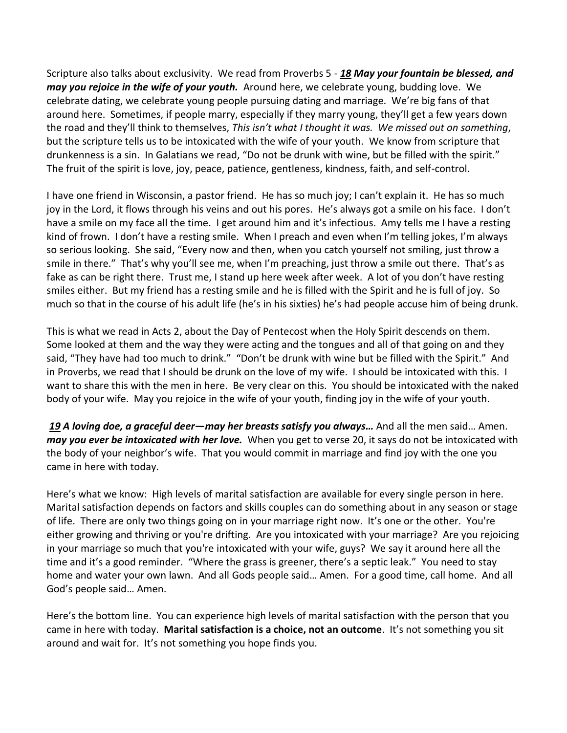Scripture also talks about exclusivity. We read from Proverbs 5 - ***18 May your fountain be blessed, and may you rejoice in the wife of your youth.*** Around here, we celebrate young, budding love. We celebrate dating, we celebrate young people pursuing dating and marriage. We're big fans of that around here. Sometimes, if people marry, especially if they marry young, they'll get a few years down the road and they'll think to themselves, *This isn't what I thought it was. We missed out on something*, but the scripture tells us to be intoxicated with the wife of your youth. We know from scripture that drunkenness is a sin. In Galatians we read, "Do not be drunk with wine, but be filled with the spirit." The fruit of the spirit is love, joy, peace, patience, gentleness, kindness, faith, and self-control.

I have one friend in Wisconsin, a pastor friend. He has so much joy; I can't explain it. He has so much joy in the Lord, it flows through his veins and out his pores. He's always got a smile on his face. I don't have a smile on my face all the time. I get around him and it's infectious. Amy tells me I have a resting kind of frown. I don't have a resting smile. When I preach and even when I'm telling jokes, I'm always so serious looking. She said, "Every now and then, when you catch yourself not smiling, just throw a smile in there." That's why you'll see me, when I'm preaching, just throw a smile out there. That's as fake as can be right there. Trust me, I stand up here week after week. A lot of you don't have resting smiles either. But my friend has a resting smile and he is filled with the Spirit and he is full of joy. So much so that in the course of his adult life (he's in his sixties) he's had people accuse him of being drunk.

This is what we read in Acts 2, about the Day of Pentecost when the Holy Spirit descends on them. Some looked at them and the way they were acting and the tongues and all of that going on and they said, "They have had too much to drink." "Don't be drunk with wine but be filled with the Spirit." And in Proverbs, we read that I should be drunk on the love of my wife. I should be intoxicated with this. I want to share this with the men in here. Be very clear on this. You should be intoxicated with the naked body of your wife. May you rejoice in the wife of your youth, finding joy in the wife of your youth.

***19 A loving doe, a graceful deer—may her breasts satisfy you always…*** And all the men said… Amen. ***may you ever be intoxicated with her love.*** When you get to verse 20, it says do not be intoxicated with the body of your neighbor's wife. That you would commit in marriage and find joy with the one you came in here with today.

Here's what we know: High levels of marital satisfaction are available for every single person in here. Marital satisfaction depends on factors and skills couples can do something about in any season or stage of life. There are only two things going on in your marriage right now. It's one or the other. You're either growing and thriving or you're drifting. Are you intoxicated with your marriage? Are you rejoicing in your marriage so much that you're intoxicated with your wife, guys? We say it around here all the time and it's a good reminder. "Where the grass is greener, there's a septic leak." You need to stay home and water your own lawn. And all Gods people said… Amen. For a good time, call home. And all God's people said… Amen.

Here's the bottom line. You can experience high levels of marital satisfaction with the person that you came in here with today. **Marital satisfaction is a choice, not an outcome**. It's not something you sit around and wait for. It's not something you hope finds you.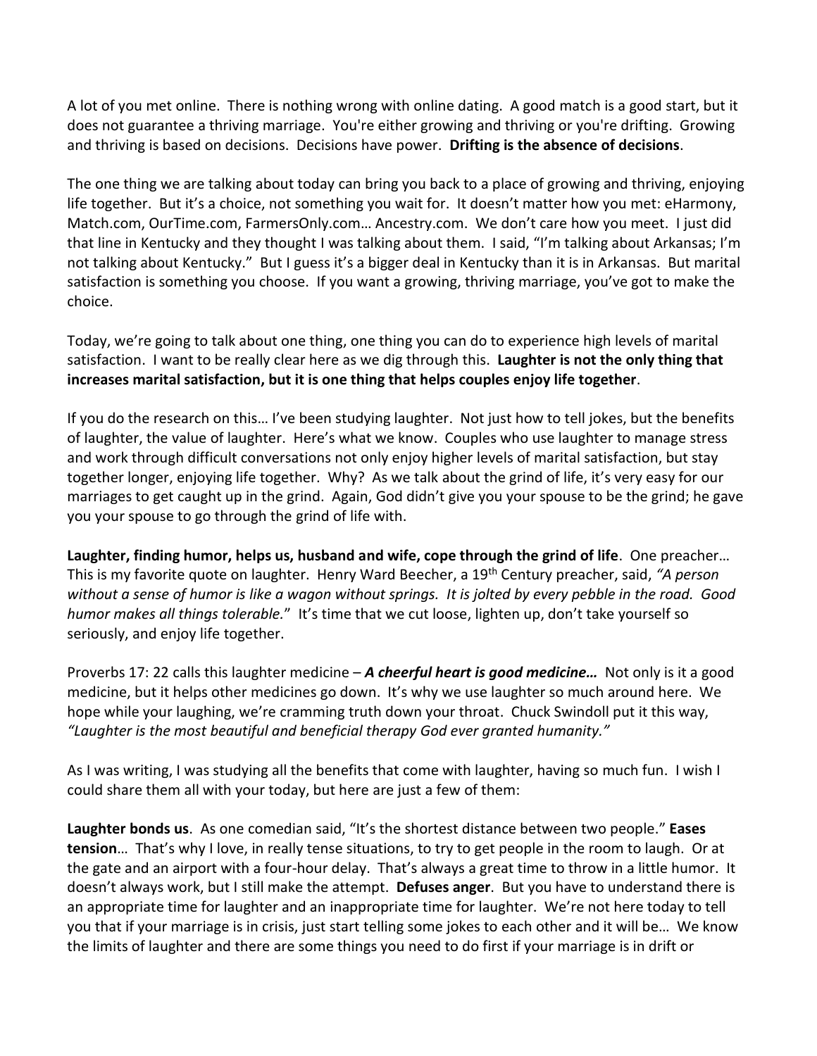A lot of you met online. There is nothing wrong with online dating. A good match is a good start, but it does not guarantee a thriving marriage. You're either growing and thriving or you're drifting. Growing and thriving is based on decisions. Decisions have power. **Drifting is the absence of decisions**.

The one thing we are talking about today can bring you back to a place of growing and thriving, enjoying life together. But it's a choice, not something you wait for. It doesn't matter how you met: eHarmony, Match.com, OurTime.com, FarmersOnly.com… Ancestry.com. We don't care how you meet. I just did that line in Kentucky and they thought I was talking about them. I said, "I'm talking about Arkansas; I'm not talking about Kentucky." But I guess it's a bigger deal in Kentucky than it is in Arkansas. But marital satisfaction is something you choose. If you want a growing, thriving marriage, you've got to make the choice.

Today, we're going to talk about one thing, one thing you can do to experience high levels of marital satisfaction. I want to be really clear here as we dig through this. **Laughter is not the only thing that increases marital satisfaction, but it is one thing that helps couples enjoy life together**.

If you do the research on this… I've been studying laughter. Not just how to tell jokes, but the benefits of laughter, the value of laughter. Here's what we know. Couples who use laughter to manage stress and work through difficult conversations not only enjoy higher levels of marital satisfaction, but stay together longer, enjoying life together. Why? As we talk about the grind of life, it's very easy for our marriages to get caught up in the grind. Again, God didn't give you your spouse to be the grind; he gave you your spouse to go through the grind of life with.

**Laughter, finding humor, helps us, husband and wife, cope through the grind of life**. One preacher… This is my favorite quote on laughter. Henry Ward Beecher, a 19th Century preacher, said, *"A person without a sense of humor is like a wagon without springs. It is jolted by every pebble in the road. Good humor makes all things tolerable."* It's time that we cut loose, lighten up, don't take yourself so seriously, and enjoy life together.

Proverbs 17: 22 calls this laughter medicine – ***A cheerful heart is good medicine…*** Not only is it a good medicine, but it helps other medicines go down. It's why we use laughter so much around here. We hope while your laughing, we're cramming truth down your throat. Chuck Swindoll put it this way, *"Laughter is the most beautiful and beneficial therapy God ever granted humanity."*

As I was writing, I was studying all the benefits that come with laughter, having so much fun. I wish I could share them all with your today, but here are just a few of them:

**Laughter bonds us**. As one comedian said, "It's the shortest distance between two people." **Eases tension**… That's why I love, in really tense situations, to try to get people in the room to laugh. Or at the gate and an airport with a four-hour delay. That's always a great time to throw in a little humor. It doesn't always work, but I still make the attempt. **Defuses anger**. But you have to understand there is an appropriate time for laughter and an inappropriate time for laughter. We're not here today to tell you that if your marriage is in crisis, just start telling some jokes to each other and it will be… We know the limits of laughter and there are some things you need to do first if your marriage is in drift or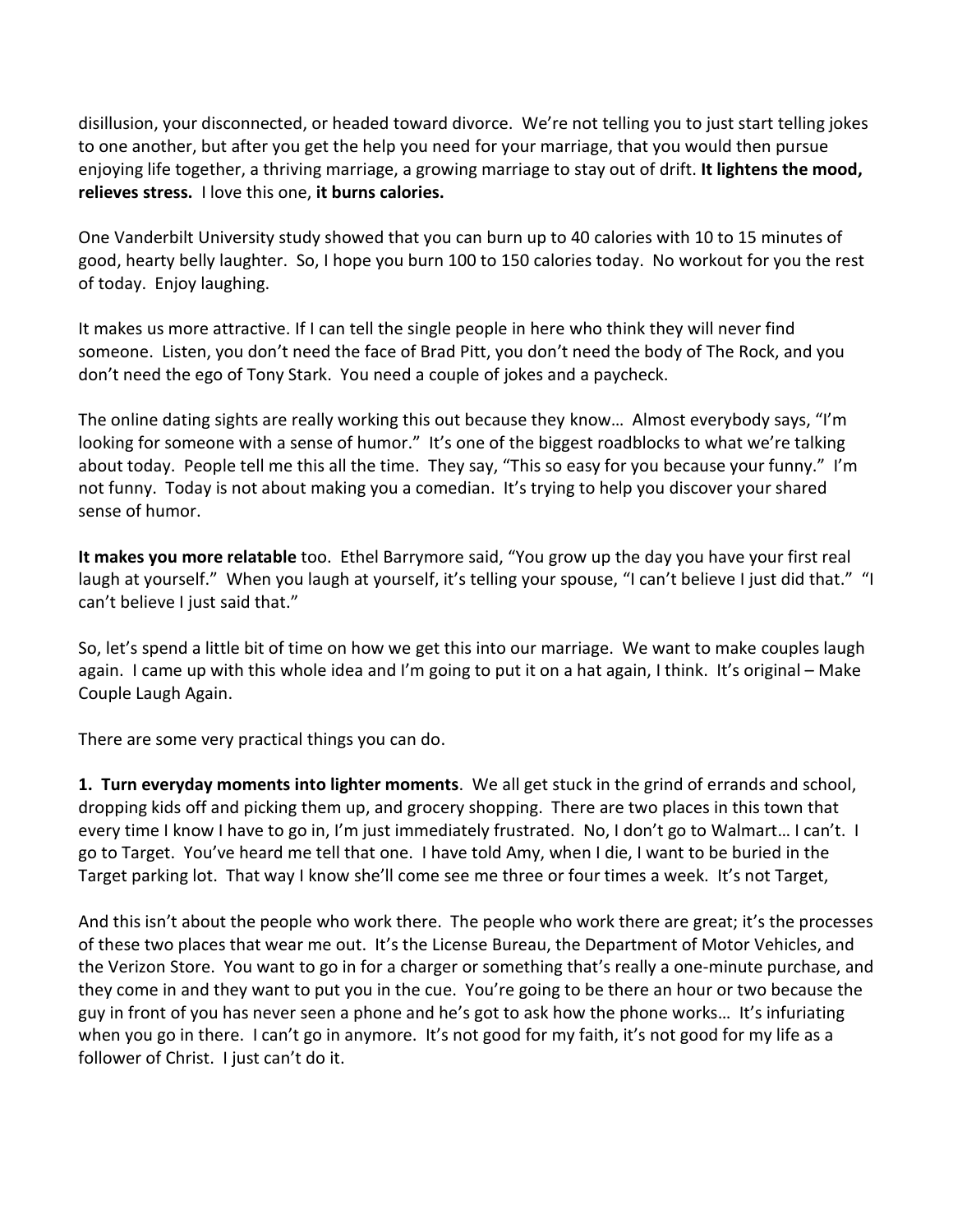disillusion, your disconnected, or headed toward divorce. We're not telling you to just start telling jokes to one another, but after you get the help you need for your marriage, that you would then pursue enjoying life together, a thriving marriage, a growing marriage to stay out of drift. **It lightens the mood, relieves stress.** I love this one, **it burns calories.**

One Vanderbilt University study showed that you can burn up to 40 calories with 10 to 15 minutes of good, hearty belly laughter. So, I hope you burn 100 to 150 calories today. No workout for you the rest of today. Enjoy laughing.

It makes us more attractive. If I can tell the single people in here who think they will never find someone. Listen, you don't need the face of Brad Pitt, you don't need the body of The Rock, and you don't need the ego of Tony Stark. You need a couple of jokes and a paycheck.

The online dating sights are really working this out because they know… Almost everybody says, "I'm looking for someone with a sense of humor." It's one of the biggest roadblocks to what we're talking about today. People tell me this all the time. They say, "This so easy for you because your funny." I'm not funny. Today is not about making you a comedian. It's trying to help you discover your shared sense of humor.

**It makes you more relatable** too. Ethel Barrymore said, "You grow up the day you have your first real laugh at yourself." When you laugh at yourself, it's telling your spouse, "I can't believe I just did that." "I can't believe I just said that."

So, let's spend a little bit of time on how we get this into our marriage. We want to make couples laugh again. I came up with this whole idea and I'm going to put it on a hat again, I think. It's original – Make Couple Laugh Again.

There are some very practical things you can do.

**1. Turn everyday moments into lighter moments**. We all get stuck in the grind of errands and school, dropping kids off and picking them up, and grocery shopping. There are two places in this town that every time I know I have to go in, I'm just immediately frustrated. No, I don't go to Walmart… I can't. I go to Target. You've heard me tell that one. I have told Amy, when I die, I want to be buried in the Target parking lot. That way I know she'll come see me three or four times a week. It's not Target,

And this isn't about the people who work there. The people who work there are great; it's the processes of these two places that wear me out. It's the License Bureau, the Department of Motor Vehicles, and the Verizon Store. You want to go in for a charger or something that's really a one-minute purchase, and they come in and they want to put you in the cue. You're going to be there an hour or two because the guy in front of you has never seen a phone and he's got to ask how the phone works… It's infuriating when you go in there. I can't go in anymore. It's not good for my faith, it's not good for my life as a follower of Christ. I just can't do it.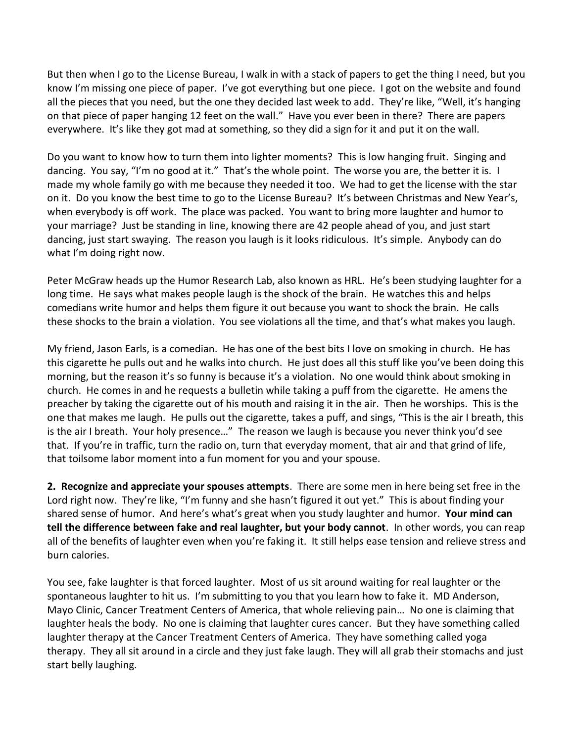But then when I go to the License Bureau, I walk in with a stack of papers to get the thing I need, but you know I'm missing one piece of paper. I've got everything but one piece. I got on the website and found all the pieces that you need, but the one they decided last week to add. They're like, "Well, it's hanging on that piece of paper hanging 12 feet on the wall." Have you ever been in there? There are papers everywhere. It's like they got mad at something, so they did a sign for it and put it on the wall.

Do you want to know how to turn them into lighter moments? This is low hanging fruit. Singing and dancing. You say, "I'm no good at it." That's the whole point. The worse you are, the better it is. I made my whole family go with me because they needed it too. We had to get the license with the star on it. Do you know the best time to go to the License Bureau? It's between Christmas and New Year's, when everybody is off work. The place was packed. You want to bring more laughter and humor to your marriage? Just be standing in line, knowing there are 42 people ahead of you, and just start dancing, just start swaying. The reason you laugh is it looks ridiculous. It's simple. Anybody can do what I'm doing right now.

Peter McGraw heads up the Humor Research Lab, also known as HRL. He's been studying laughter for a long time. He says what makes people laugh is the shock of the brain. He watches this and helps comedians write humor and helps them figure it out because you want to shock the brain. He calls these shocks to the brain a violation. You see violations all the time, and that's what makes you laugh.

My friend, Jason Earls, is a comedian. He has one of the best bits I love on smoking in church. He has this cigarette he pulls out and he walks into church. He just does all this stuff like you've been doing this morning, but the reason it's so funny is because it's a violation. No one would think about smoking in church. He comes in and he requests a bulletin while taking a puff from the cigarette. He amens the preacher by taking the cigarette out of his mouth and raising it in the air. Then he worships. This is the one that makes me laugh. He pulls out the cigarette, takes a puff, and sings, "This is the air I breath, this is the air I breath. Your holy presence…" The reason we laugh is because you never think you'd see that. If you're in traffic, turn the radio on, turn that everyday moment, that air and that grind of life, that toilsome labor moment into a fun moment for you and your spouse.

**2. Recognize and appreciate your spouses attempts**. There are some men in here being set free in the Lord right now. They're like, "I'm funny and she hasn't figured it out yet." This is about finding your shared sense of humor. And here's what's great when you study laughter and humor. **Your mind can tell the difference between fake and real laughter, but your body cannot**. In other words, you can reap all of the benefits of laughter even when you're faking it. It still helps ease tension and relieve stress and burn calories.

You see, fake laughter is that forced laughter. Most of us sit around waiting for real laughter or the spontaneous laughter to hit us. I'm submitting to you that you learn how to fake it. MD Anderson, Mayo Clinic, Cancer Treatment Centers of America, that whole relieving pain… No one is claiming that laughter heals the body. No one is claiming that laughter cures cancer. But they have something called laughter therapy at the Cancer Treatment Centers of America. They have something called yoga therapy. They all sit around in a circle and they just fake laugh. They will all grab their stomachs and just start belly laughing.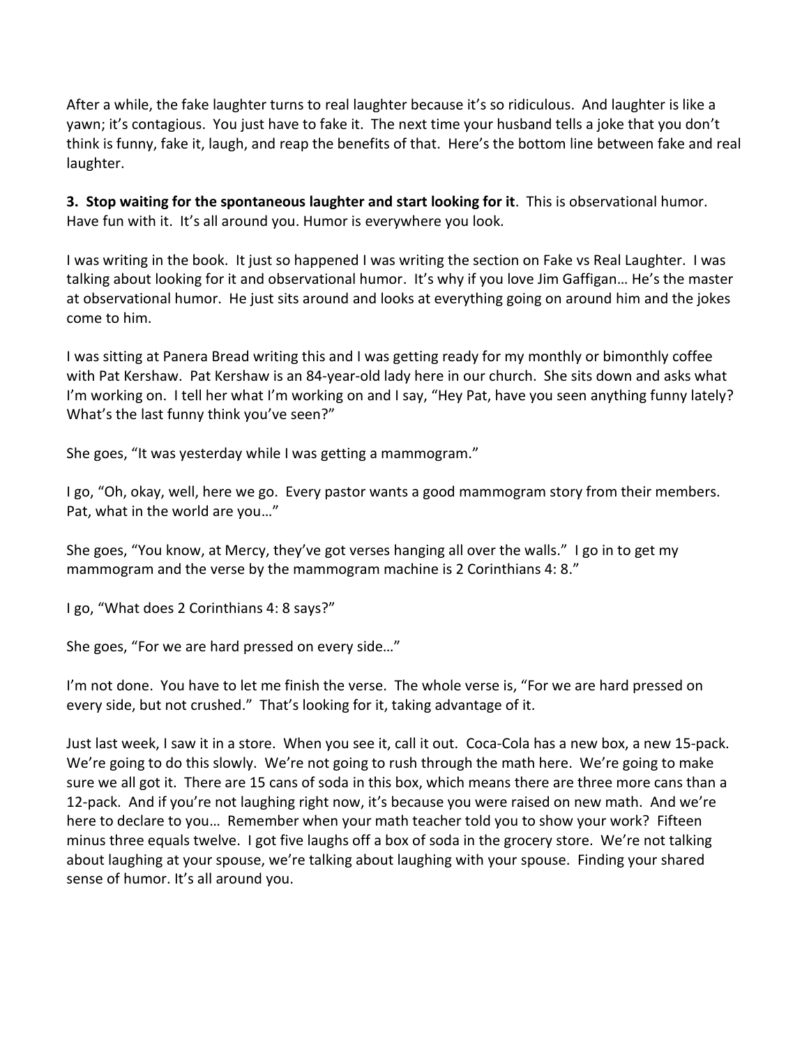After a while, the fake laughter turns to real laughter because it's so ridiculous. And laughter is like a yawn; it's contagious. You just have to fake it. The next time your husband tells a joke that you don't think is funny, fake it, laugh, and reap the benefits of that. Here's the bottom line between fake and real laughter.

**3. Stop waiting for the spontaneous laughter and start looking for it**. This is observational humor. Have fun with it. It's all around you. Humor is everywhere you look.

I was writing in the book. It just so happened I was writing the section on Fake vs Real Laughter. I was talking about looking for it and observational humor. It's why if you love Jim Gaffigan… He's the master at observational humor. He just sits around and looks at everything going on around him and the jokes come to him.

I was sitting at Panera Bread writing this and I was getting ready for my monthly or bimonthly coffee with Pat Kershaw. Pat Kershaw is an 84-year-old lady here in our church. She sits down and asks what I'm working on. I tell her what I'm working on and I say, "Hey Pat, have you seen anything funny lately? What's the last funny think you've seen?"

She goes, "It was yesterday while I was getting a mammogram."

I go, "Oh, okay, well, here we go. Every pastor wants a good mammogram story from their members. Pat, what in the world are you…"

She goes, "You know, at Mercy, they've got verses hanging all over the walls." I go in to get my mammogram and the verse by the mammogram machine is 2 Corinthians 4: 8."

I go, "What does 2 Corinthians 4: 8 says?"

She goes, "For we are hard pressed on every side…"

I'm not done. You have to let me finish the verse. The whole verse is, "For we are hard pressed on every side, but not crushed." That's looking for it, taking advantage of it.

Just last week, I saw it in a store. When you see it, call it out. Coca-Cola has a new box, a new 15-pack. We're going to do this slowly. We're not going to rush through the math here. We're going to make sure we all got it. There are 15 cans of soda in this box, which means there are three more cans than a 12-pack. And if you're not laughing right now, it's because you were raised on new math. And we're here to declare to you… Remember when your math teacher told you to show your work? Fifteen minus three equals twelve. I got five laughs off a box of soda in the grocery store. We're not talking about laughing at your spouse, we're talking about laughing with your spouse. Finding your shared sense of humor. It's all around you.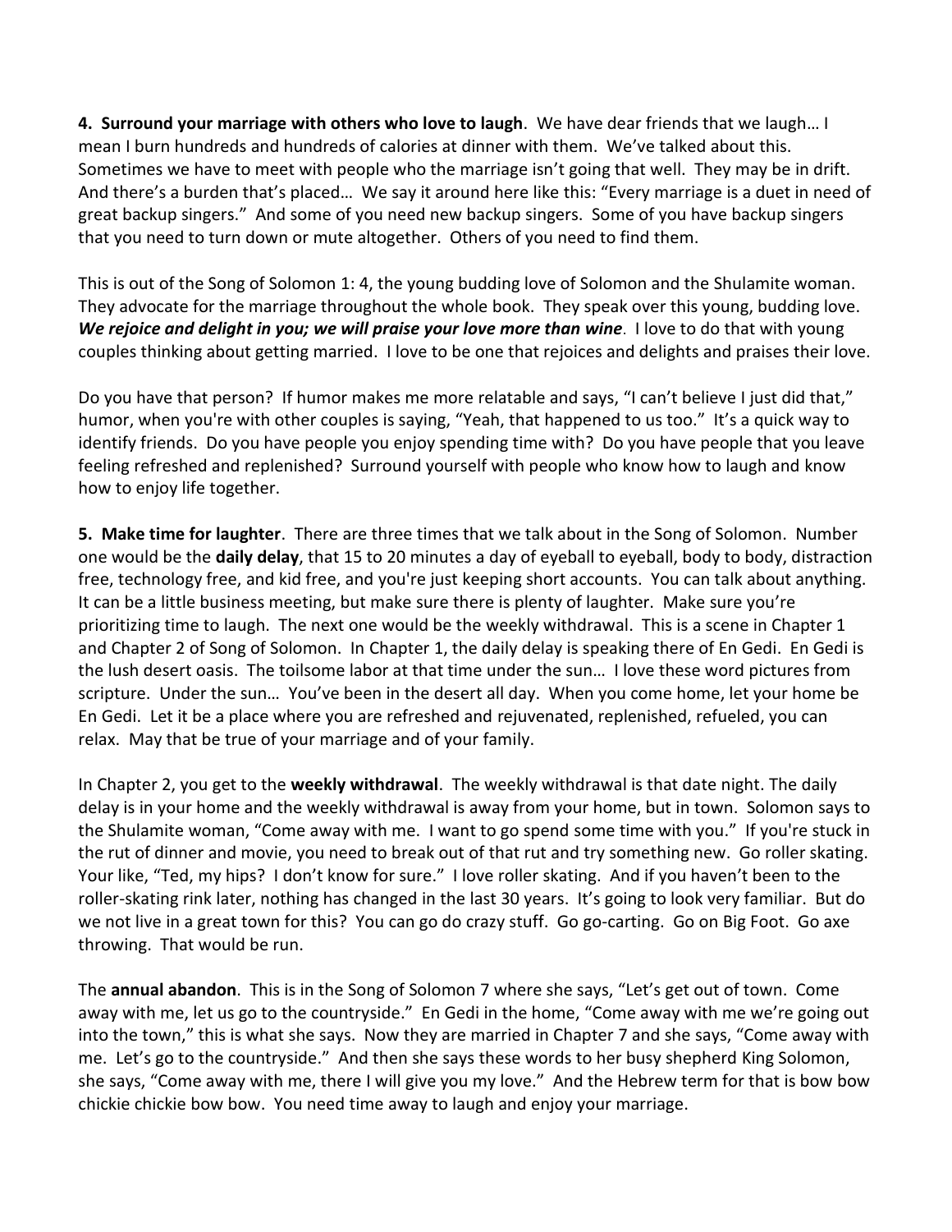**4. Surround your marriage with others who love to laugh**. We have dear friends that we laugh… I mean I burn hundreds and hundreds of calories at dinner with them. We've talked about this. Sometimes we have to meet with people who the marriage isn't going that well. They may be in drift. And there's a burden that's placed… We say it around here like this: "Every marriage is a duet in need of great backup singers." And some of you need new backup singers. Some of you have backup singers that you need to turn down or mute altogether. Others of you need to find them.

This is out of the Song of Solomon 1: 4, the young budding love of Solomon and the Shulamite woman. They advocate for the marriage throughout the whole book. They speak over this young, budding love. ***We rejoice and delight in you; we will praise your love more than wine***. I love to do that with young couples thinking about getting married. I love to be one that rejoices and delights and praises their love.

Do you have that person? If humor makes me more relatable and says, "I can't believe I just did that," humor, when you're with other couples is saying, "Yeah, that happened to us too." It's a quick way to identify friends. Do you have people you enjoy spending time with? Do you have people that you leave feeling refreshed and replenished? Surround yourself with people who know how to laugh and know how to enjoy life together.

**5. Make time for laughter**. There are three times that we talk about in the Song of Solomon. Number one would be the **daily delay**, that 15 to 20 minutes a day of eyeball to eyeball, body to body, distraction free, technology free, and kid free, and you're just keeping short accounts. You can talk about anything. It can be a little business meeting, but make sure there is plenty of laughter. Make sure you're prioritizing time to laugh. The next one would be the weekly withdrawal. This is a scene in Chapter 1 and Chapter 2 of Song of Solomon. In Chapter 1, the daily delay is speaking there of En Gedi. En Gedi is the lush desert oasis. The toilsome labor at that time under the sun… I love these word pictures from scripture. Under the sun… You've been in the desert all day. When you come home, let your home be En Gedi. Let it be a place where you are refreshed and rejuvenated, replenished, refueled, you can relax. May that be true of your marriage and of your family.

In Chapter 2, you get to the **weekly withdrawal**. The weekly withdrawal is that date night. The daily delay is in your home and the weekly withdrawal is away from your home, but in town. Solomon says to the Shulamite woman, "Come away with me. I want to go spend some time with you." If you're stuck in the rut of dinner and movie, you need to break out of that rut and try something new. Go roller skating. Your like, "Ted, my hips? I don't know for sure." I love roller skating. And if you haven't been to the roller-skating rink later, nothing has changed in the last 30 years. It's going to look very familiar. But do we not live in a great town for this? You can go do crazy stuff. Go go-carting. Go on Big Foot. Go axe throwing. That would be run.

The **annual abandon**. This is in the Song of Solomon 7 where she says, "Let's get out of town. Come away with me, let us go to the countryside." En Gedi in the home, "Come away with me we're going out into the town," this is what she says. Now they are married in Chapter 7 and she says, "Come away with me. Let's go to the countryside." And then she says these words to her busy shepherd King Solomon, she says, "Come away with me, there I will give you my love." And the Hebrew term for that is bow bow chickie chickie bow bow. You need time away to laugh and enjoy your marriage.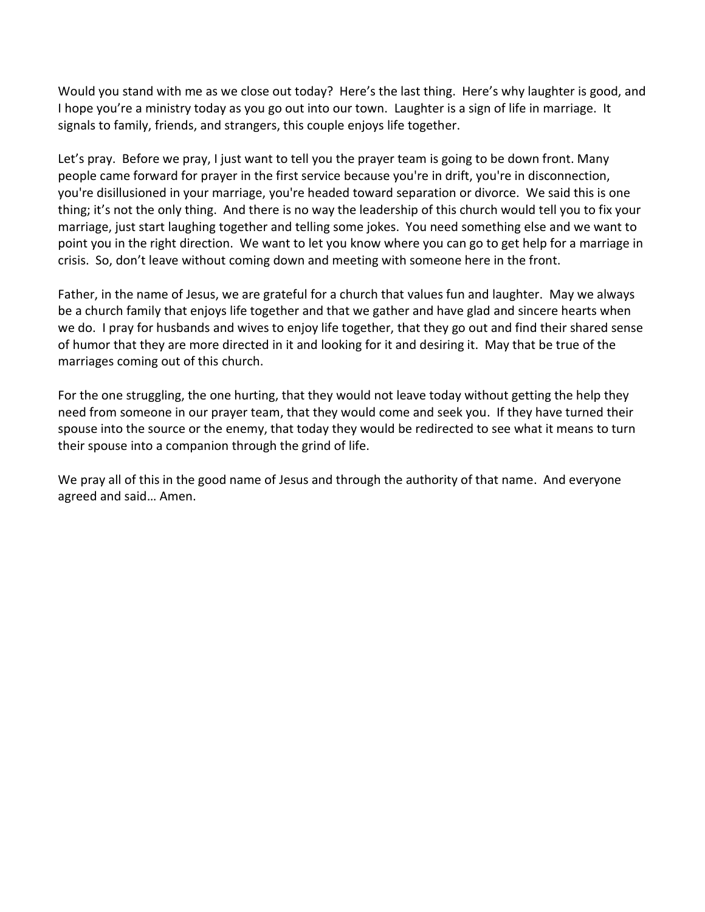Would you stand with me as we close out today? Here's the last thing. Here's why laughter is good, and I hope you're a ministry today as you go out into our town. Laughter is a sign of life in marriage. It signals to family, friends, and strangers, this couple enjoys life together.

Let's pray. Before we pray, I just want to tell you the prayer team is going to be down front. Many people came forward for prayer in the first service because you're in drift, you're in disconnection, you're disillusioned in your marriage, you're headed toward separation or divorce. We said this is one thing; it's not the only thing. And there is no way the leadership of this church would tell you to fix your marriage, just start laughing together and telling some jokes. You need something else and we want to point you in the right direction. We want to let you know where you can go to get help for a marriage in crisis. So, don't leave without coming down and meeting with someone here in the front.

Father, in the name of Jesus, we are grateful for a church that values fun and laughter. May we always be a church family that enjoys life together and that we gather and have glad and sincere hearts when we do. I pray for husbands and wives to enjoy life together, that they go out and find their shared sense of humor that they are more directed in it and looking for it and desiring it. May that be true of the marriages coming out of this church.

For the one struggling, the one hurting, that they would not leave today without getting the help they need from someone in our prayer team, that they would come and seek you. If they have turned their spouse into the source or the enemy, that today they would be redirected to see what it means to turn their spouse into a companion through the grind of life.

We pray all of this in the good name of Jesus and through the authority of that name. And everyone agreed and said… Amen.